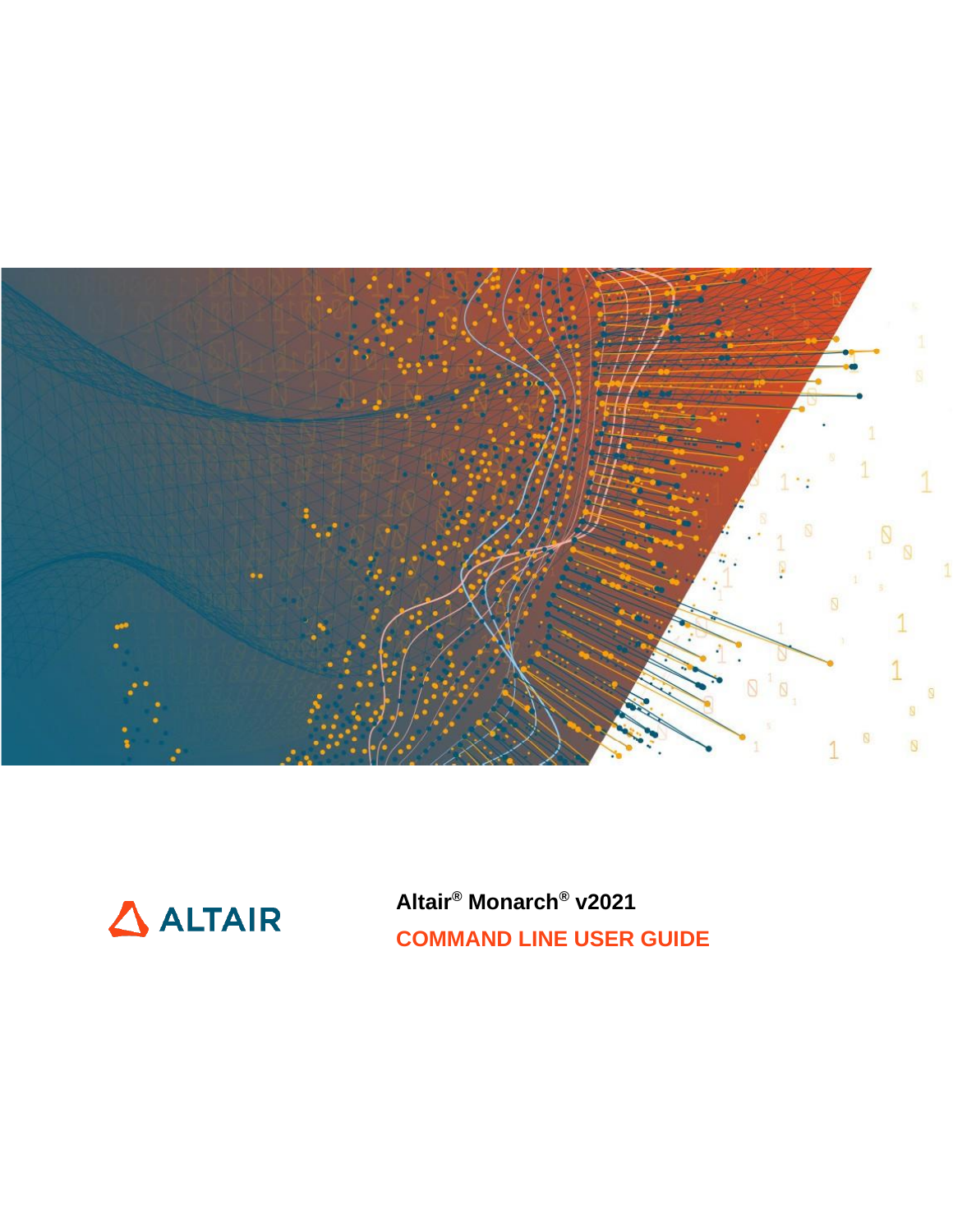ALTAIR

**Altair® Monarch® v2021**

# COMMAND LINE USER GUIDE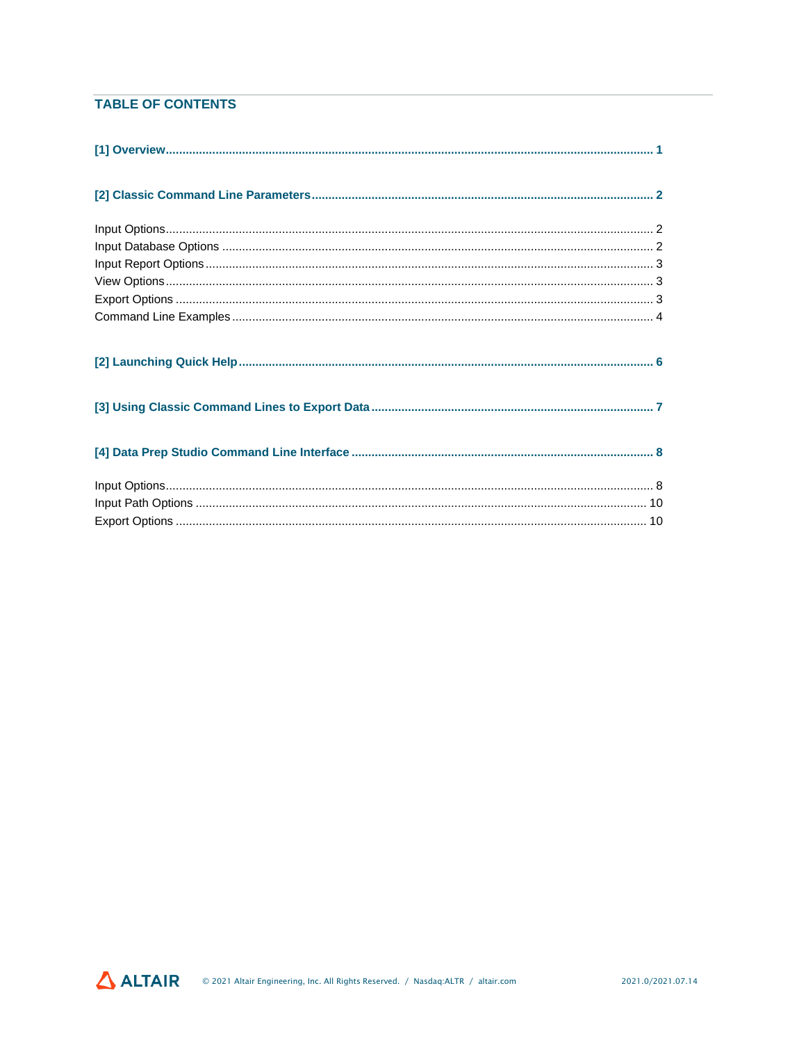## TABLE OF CONTENTS

**[1] Overview ........ 1**

**[2] Classic Command Line Parameters ........ 2**

- Input Options ........ 2
- Input Database Options ........ 2
- Input Report Options ........ 3
- View Options ........ 3
- Export Options ........ 3
- Command Line Examples ........ 4

**[2] Launching Quick Help ........ 6**

**[3] Using Classic Command Lines to Export Data ........ 7**

**[4] Data Prep Studio Command Line Interface ........ 8**

- Input Options ........ 8
- Input Path Options ........ 10
- Export Options ........ 10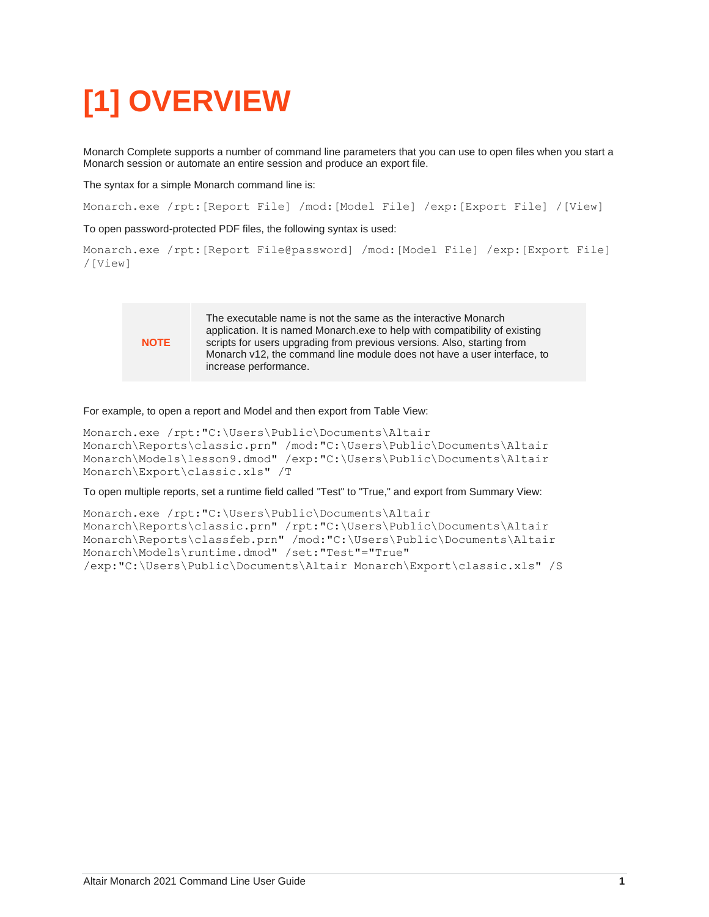# [1] OVERVIEW

Monarch Complete supports a number of command line parameters that you can use to open files when you start a Monarch session or automate an entire session and produce an export file.

The syntax for a simple Monarch command line is:

```
Monarch.exe /rpt:[Report File] /mod:[Model File] /exp:[Export File] /[View]
```

To open password-protected PDF files, the following syntax is used:

```
Monarch.exe /rpt:[Report File@password] /mod:[Model File] /exp:[Export File] /[View]
```

| NOTE | The executable name is not the same as the interactive Monarch application. It is named Monarch.exe to help with compatibility of existing scripts for users upgrading from previous versions. Also, starting from Monarch v12, the command line module does not have a user interface, to increase performance. |
| --- | --- |

For example, to open a report and Model and then export from Table View:

```
Monarch.exe /rpt:"C:\Users\Public\Documents\Altair Monarch\Reports\classic.prn" /mod:"C:\Users\Public\Documents\Altair Monarch\Models\lesson9.dmod" /exp:"C:\Users\Public\Documents\Altair Monarch\Export\classic.xls" /T
```

To open multiple reports, set a runtime field called "Test" to "True," and export from Summary View:

```
Monarch.exe /rpt:"C:\Users\Public\Documents\Altair Monarch\Reports\classic.prn" /rpt:"C:\Users\Public\Documents\Altair Monarch\Reports\classfeb.prn" /mod:"C:\Users\Public\Documents\Altair Monarch\Models\runtime.dmod" /set:"Test"="True" /exp:"C:\Users\Public\Documents\Altair Monarch\Export\classic.xls" /S
```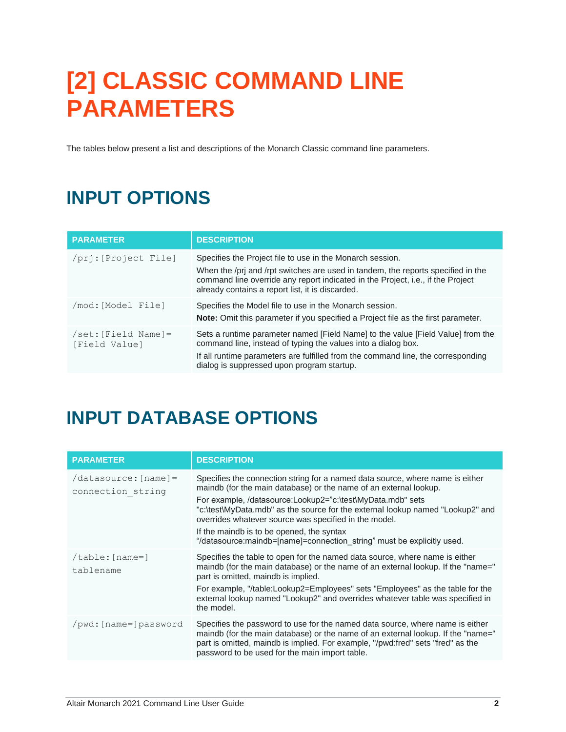# [2] CLASSIC COMMAND LINE PARAMETERS

The tables below present a list and descriptions of the Monarch Classic command line parameters.

## INPUT OPTIONS

| PARAMETER | DESCRIPTION |
| --- | --- |
| /prj:[Project File] | Specifies the Project file to use in the Monarch session.<br>When the /prj and /rpt switches are used in tandem, the reports specified in the command line override any report indicated in the Project, i.e., if the Project already contains a report list, it is discarded. |
| /mod:[Model File] | Specifies the Model file to use in the Monarch session.<br>**Note:** Omit this parameter if you specified a Project file as the first parameter. |
| /set:[Field Name]=[Field Value] | Sets a runtime parameter named [Field Name] to the value [Field Value] from the command line, instead of typing the values into a dialog box.<br>If all runtime parameters are fulfilled from the command line, the corresponding dialog is suppressed upon program startup. |

## INPUT DATABASE OPTIONS

| PARAMETER | DESCRIPTION |
| --- | --- |
| /datasource:[name]=connection_string | Specifies the connection string for a named data source, where name is either maindb (for the main database) or the name of an external lookup.<br>For example, /datasource:Lookup2="c:\test\MyData.mdb" sets "c:\test\MyData.mdb" as the source for the external lookup named "Lookup2" and overrides whatever source was specified in the model.<br>If the maindb is to be opened, the syntax "/datasource:maindb=[name]=connection_string" must be explicitly used. |
| /table:[name=]tablename | Specifies the table to open for the named data source, where name is either maindb (for the main database) or the name of an external lookup. If the "name=" part is omitted, maindb is implied.<br>For example, "/table:Lookup2=Employees" sets "Employees" as the table for the external lookup named "Lookup2" and overrides whatever table was specified in the model. |
| /pwd:[name=]password | Specifies the password to use for the named data source, where name is either maindb (for the main database) or the name of an external lookup. If the "name=" part is omitted, maindb is implied. For example, "/pwd:fred" sets "fred" as the password to be used for the main import table. |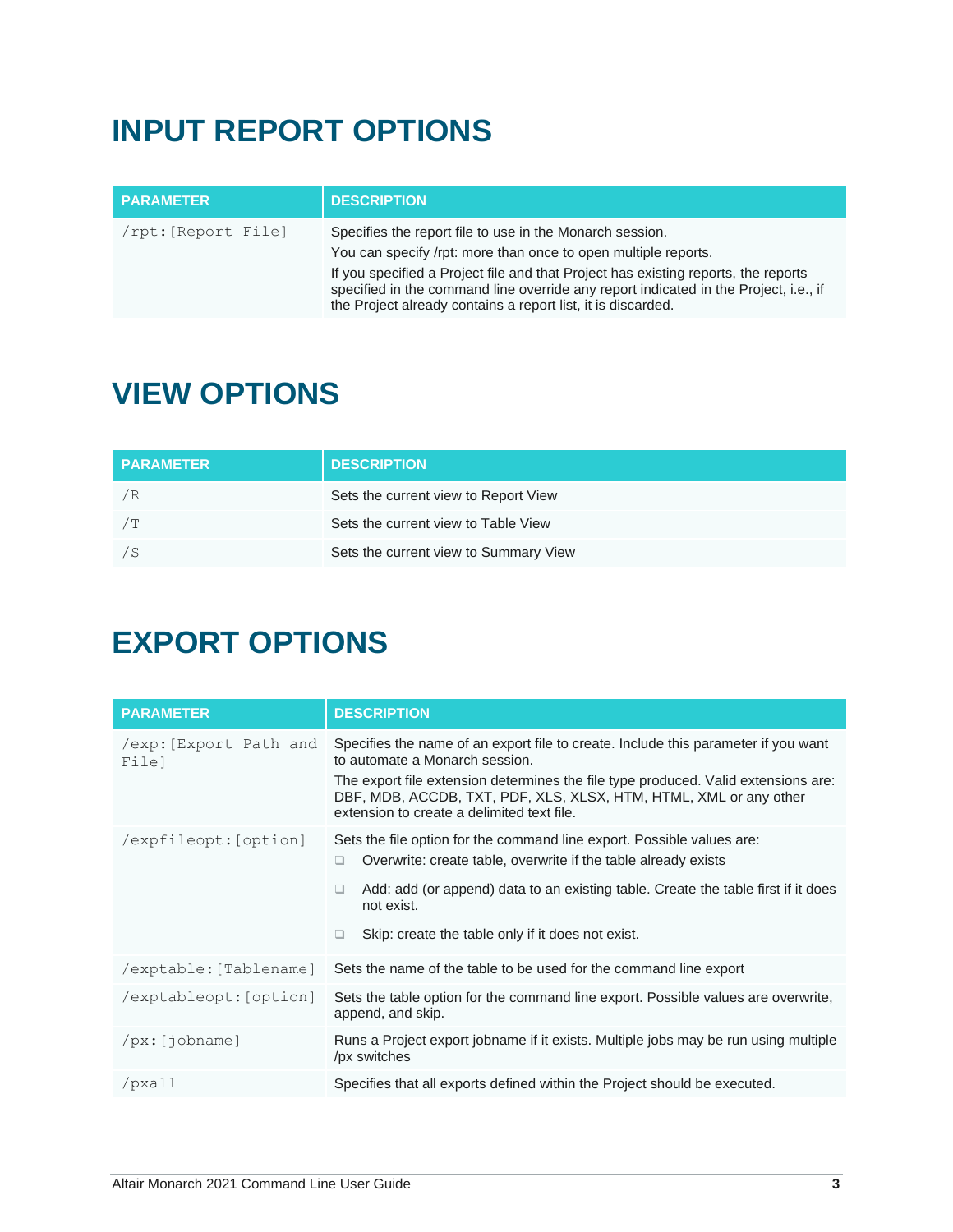# INPUT REPORT OPTIONS

| PARAMETER | DESCRIPTION |
| --- | --- |
| /rpt:[Report File] | Specifies the report file to use in the Monarch session.<br>You can specify /rpt: more than once to open multiple reports.<br>If you specified a Project file and that Project has existing reports, the reports specified in the command line override any report indicated in the Project, i.e., if the Project already contains a report list, it is discarded. |

# VIEW OPTIONS

| PARAMETER | DESCRIPTION |
| --- | --- |
| /R | Sets the current view to Report View |
| /T | Sets the current view to Table View |
| /S | Sets the current view to Summary View |

# EXPORT OPTIONS

| PARAMETER | DESCRIPTION |
| --- | --- |
| /exp:[Export Path and File] | Specifies the name of an export file to create. Include this parameter if you want to automate a Monarch session.<br>The export file extension determines the file type produced. Valid extensions are: DBF, MDB, ACCDB, TXT, PDF, XLS, XLSX, HTM, HTML, XML or any other extension to create a delimited text file. |
| /expfileopt:[option] | Sets the file option for the command line export. Possible values are:<br>❑ Overwrite: create table, overwrite if the table already exists<br>❑ Add: add (or append) data to an existing table. Create the table first if it does not exist.<br>❑ Skip: create the table only if it does not exist. |
| /exptable:[Tablename] | Sets the name of the table to be used for the command line export |
| /exptableopt:[option] | Sets the table option for the command line export. Possible values are overwrite, append, and skip. |
| /px:[jobname] | Runs a Project export jobname if it exists. Multiple jobs may be run using multiple /px switches |
| /pxall | Specifies that all exports defined within the Project should be executed. |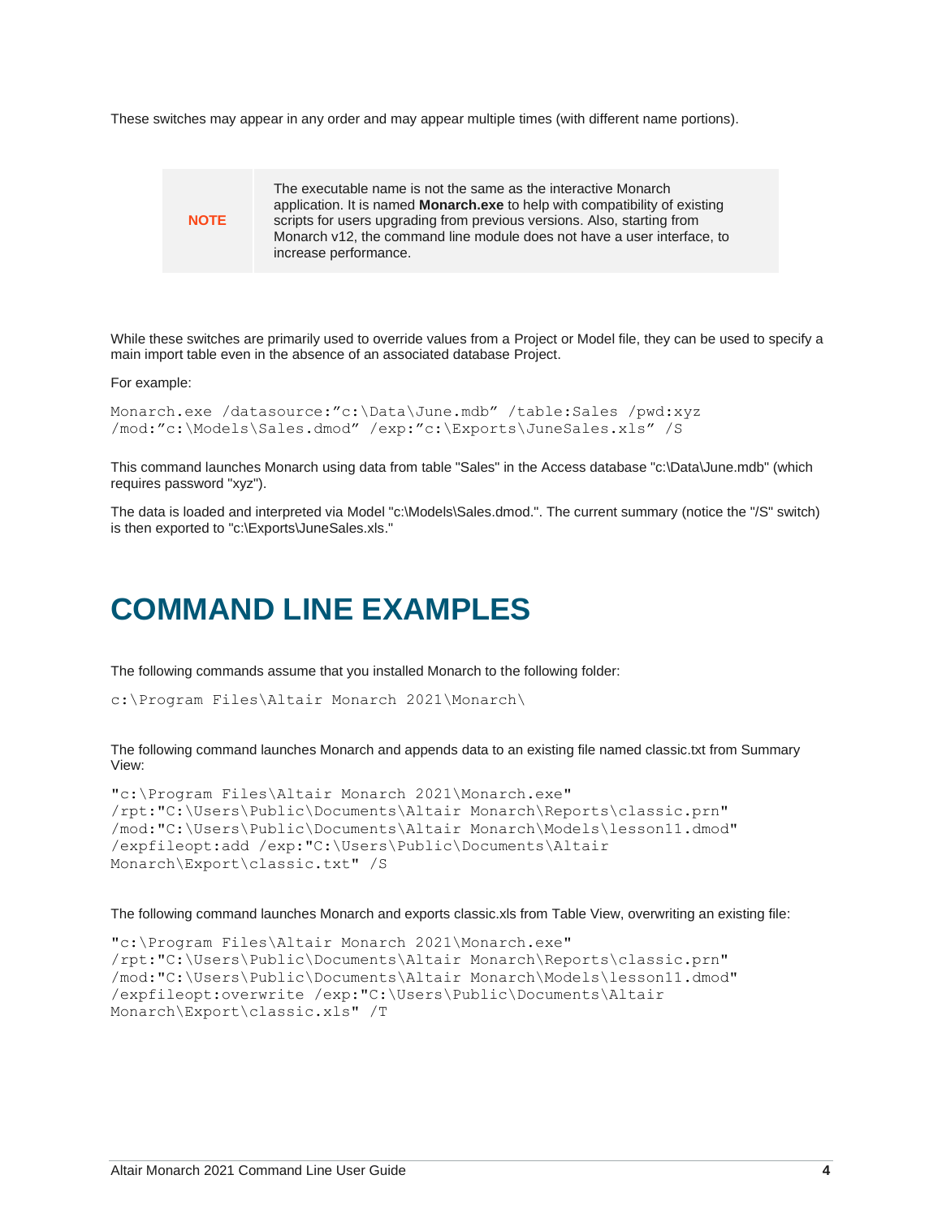These switches may appear in any order and may appear multiple times (with different name portions).

| NOTE | The executable name is not the same as the interactive Monarch application. It is named **Monarch.exe** to help with compatibility of existing scripts for users upgrading from previous versions. Also, starting from Monarch v12, the command line module does not have a user interface, to increase performance. |
|---|---|

While these switches are primarily used to override values from a Project or Model file, they can be used to specify a main import table even in the absence of an associated database Project.

For example:

```
Monarch.exe /datasource:”c:\Data\June.mdb” /table:Sales /pwd:xyz
/mod:”c:\Models\Sales.dmod” /exp:”c:\Exports\JuneSales.xls” /S
```

This command launches Monarch using data from table "Sales" in the Access database "c:\Data\June.mdb" (which requires password "xyz").

The data is loaded and interpreted via Model "c:\Models\Sales.dmod.". The current summary (notice the "/S" switch) is then exported to "c:\Exports\JuneSales.xls."

# COMMAND LINE EXAMPLES

The following commands assume that you installed Monarch to the following folder:

```
c:\Program Files\Altair Monarch 2021\Monarch\
```

The following command launches Monarch and appends data to an existing file named classic.txt from Summary View:

```
"c:\Program Files\Altair Monarch 2021\Monarch.exe"
/rpt:"C:\Users\Public\Documents\Altair Monarch\Reports\classic.prn"
/mod:"C:\Users\Public\Documents\Altair Monarch\Models\lesson11.dmod"
/expfileopt:add /exp:"C:\Users\Public\Documents\Altair
Monarch\Export\classic.txt" /S
```

The following command launches Monarch and exports classic.xls from Table View, overwriting an existing file:

```
"c:\Program Files\Altair Monarch 2021\Monarch.exe"
/rpt:"C:\Users\Public\Documents\Altair Monarch\Reports\classic.prn"
/mod:"C:\Users\Public\Documents\Altair Monarch\Models\lesson11.dmod"
/expfileopt:overwrite /exp:"C:\Users\Public\Documents\Altair
Monarch\Export\classic.xls" /T
```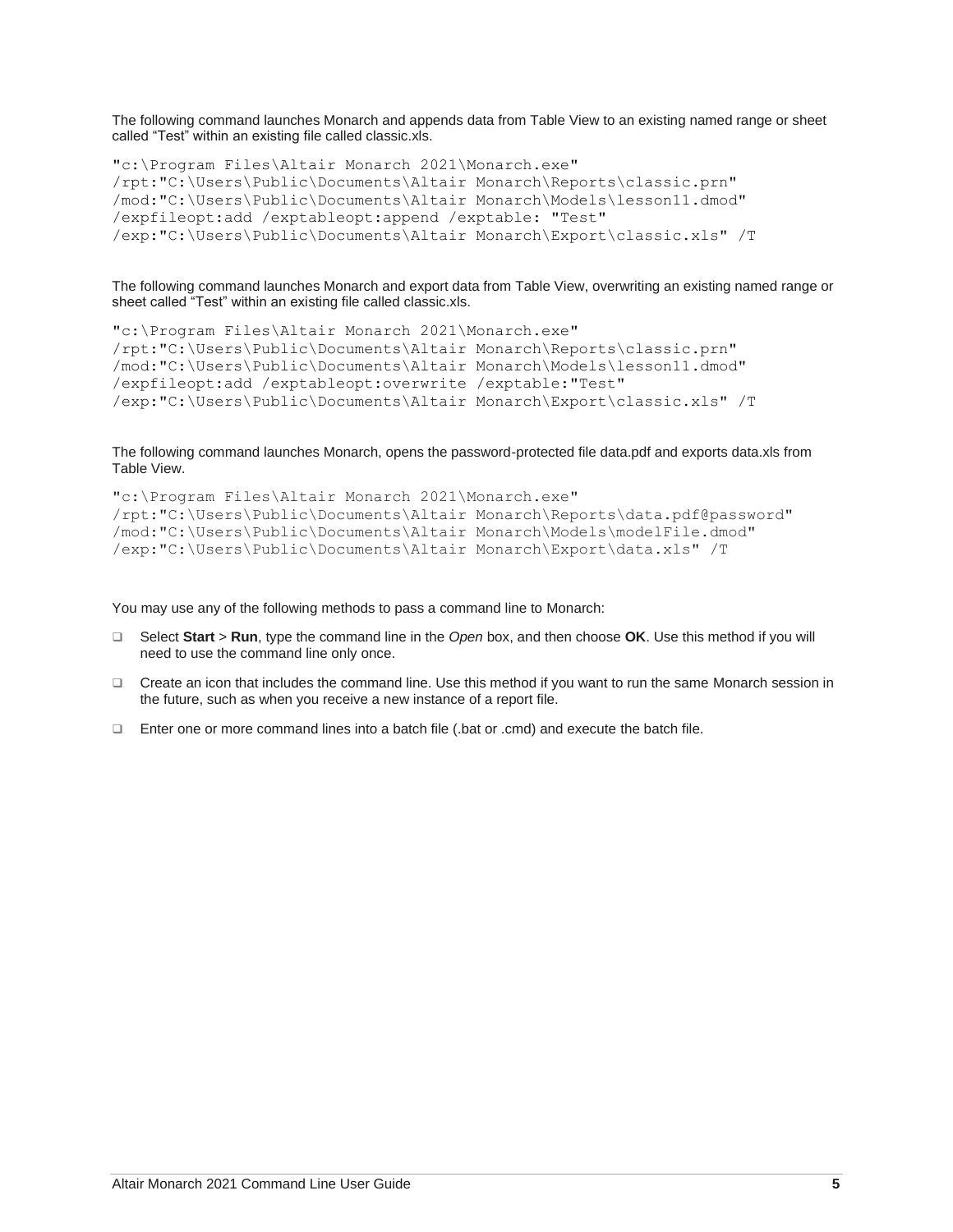The following command launches Monarch and appends data from Table View to an existing named range or sheet called “Test” within an existing file called classic.xls.

```
"c:\Program Files\Altair Monarch 2021\Monarch.exe"
/rpt:"C:\Users\Public\Documents\Altair Monarch\Reports\classic.prn"
/mod:"C:\Users\Public\Documents\Altair Monarch\Models\lesson11.dmod"
/expfileopt:add /exptableopt:append /exptable: "Test"
/exp:"C:\Users\Public\Documents\Altair Monarch\Export\classic.xls" /T
```

The following command launches Monarch and export data from Table View, overwriting an existing named range or sheet called “Test” within an existing file called classic.xls.

```
"c:\Program Files\Altair Monarch 2021\Monarch.exe"
/rpt:"C:\Users\Public\Documents\Altair Monarch\Reports\classic.prn"
/mod:"C:\Users\Public\Documents\Altair Monarch\Models\lesson11.dmod"
/expfileopt:add /exptableopt:overwrite /exptable:"Test"
/exp:"C:\Users\Public\Documents\Altair Monarch\Export\classic.xls" /T
```

The following command launches Monarch, opens the password-protected file data.pdf and exports data.xls from Table View.

```
"c:\Program Files\Altair Monarch 2021\Monarch.exe"
/rpt:"C:\Users\Public\Documents\Altair Monarch\Reports\data.pdf@password"
/mod:"C:\Users\Public\Documents\Altair Monarch\Models\modelFile.dmod"
/exp:"C:\Users\Public\Documents\Altair Monarch\Export\data.xls" /T
```

You may use any of the following methods to pass a command line to Monarch:

- Select **Start** > **Run**, type the command line in the *Open* box, and then choose **OK**. Use this method if you will need to use the command line only once.
- Create an icon that includes the command line. Use this method if you want to run the same Monarch session in the future, such as when you receive a new instance of a report file.
- Enter one or more command lines into a batch file (.bat or .cmd) and execute the batch file.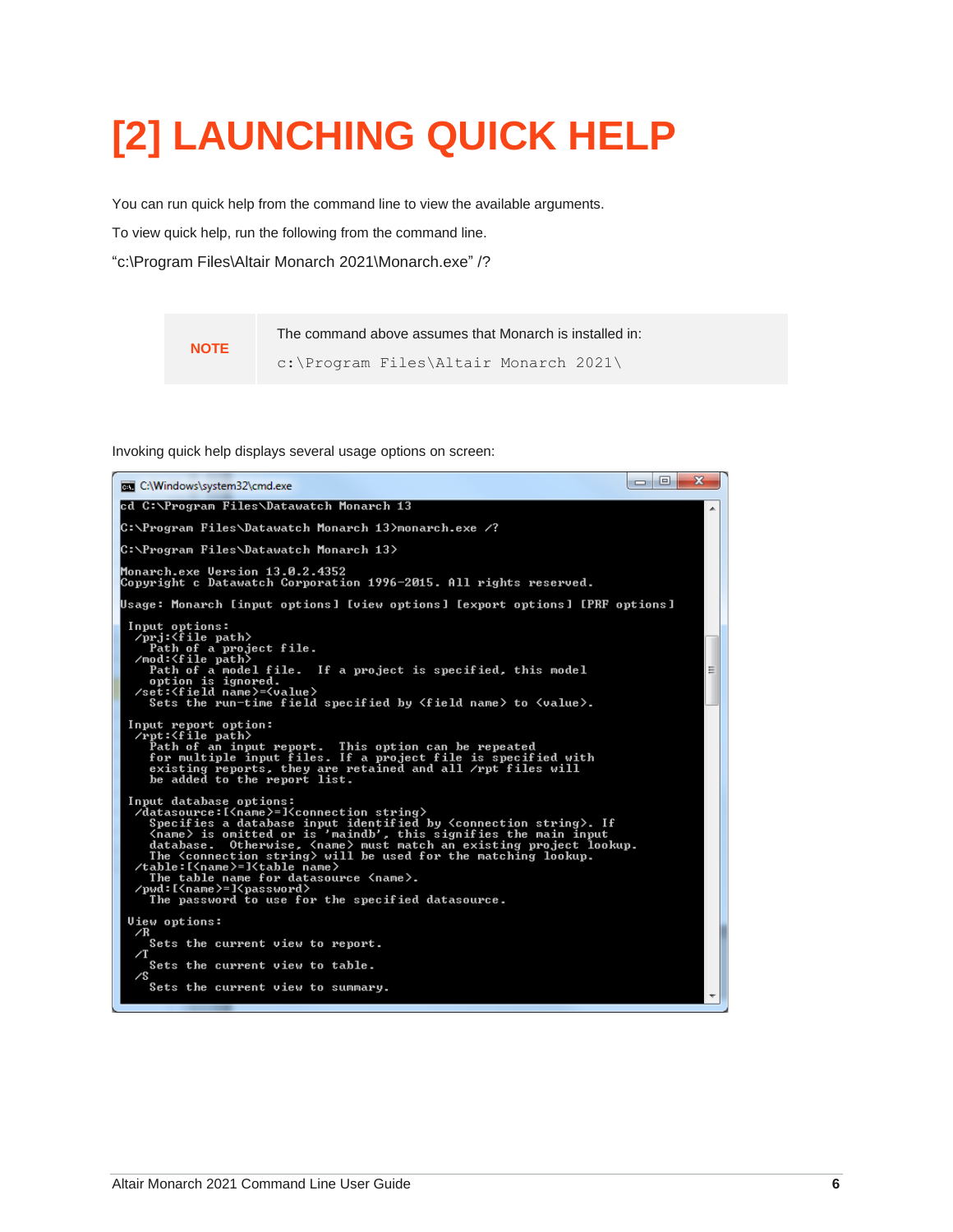# [2] LAUNCHING QUICK HELP

You can run quick help from the command line to view the available arguments.

To view quick help, run the following from the command line.

"c:\Program Files\Altair Monarch 2021\Monarch.exe" /?

| NOTE | The command above assumes that Monarch is installed in:<br>`c:\Program Files\Altair Monarch 2021\` |
|---|---|

Invoking quick help displays several usage options on screen:

```
C:\Windows\system32\cmd.exe

cd C:\Program Files\Datawatch Monarch 13

C:\Program Files\Datawatch Monarch 13>monarch.exe /?

C:\Program Files\Datawatch Monarch 13>

Monarch.exe Version 13.0.2.4352
Copyright c Datawatch Corporation 1996-2015. All rights reserved.

Usage: Monarch [input options] [view options] [export options] [PRF options]

 Input options:
  /prj:<file path>
    Path of a project file.
  /mod:<file path>
    Path of a model file.  If a project is specified, this model
    option is ignored.
  /set:<field name>=<value>
    Sets the run-time field specified by <field name> to <value>.

 Input report option:
  /rpt:<file path>
    Path of an input report.  This option can be repeated
    for multiple input files. If a project file is specified with
    existing reports, they are retained and all /rpt files will
    be added to the report list.

 Input database options:
  /datasource:[<name>=]<connection string>
    Specifies a database input identified by <connection string>. If
    <name> is omitted or is 'maindb', this signifies the main input
    database.  Otherwise, <name> must match an existing project lookup.
    The <connection string> will be used for the matching lookup.
  /table:[<name>=]<table name>
    The table name for datasource <name>.
  /pwd:[<name>=]<password>
    The password to use for the specified datasource.

 View options:
  /R
    Sets the current view to report.
  /T
    Sets the current view to table.
  /S
    Sets the current view to summary.
```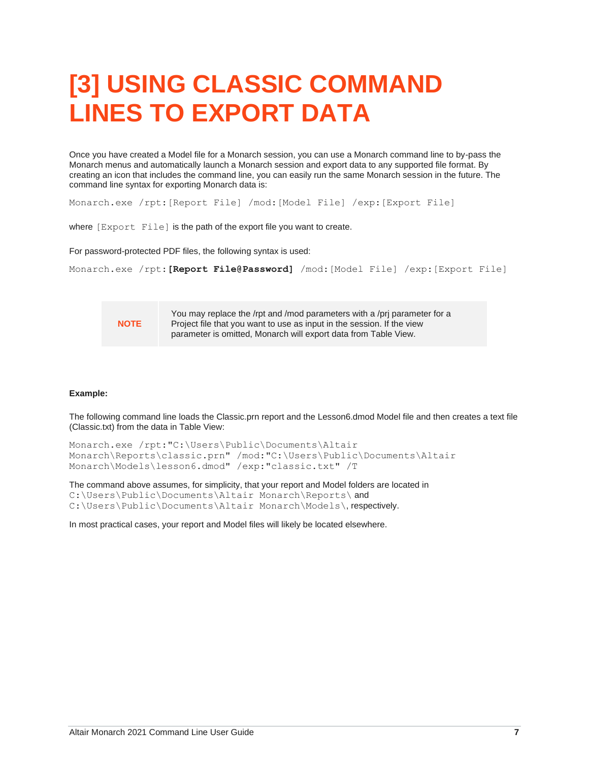# [3] USING CLASSIC COMMAND LINES TO EXPORT DATA

Once you have created a Model file for a Monarch session, you can use a Monarch command line to by-pass the Monarch menus and automatically launch a Monarch session and export data to any supported file format. By creating an icon that includes the command line, you can easily run the same Monarch session in the future. The command line syntax for exporting Monarch data is:

```
Monarch.exe /rpt:[Report File] /mod:[Model File] /exp:[Export File]
```

where `[Export File]` is the path of the export file you want to create.

For password-protected PDF files, the following syntax is used:

```
Monarch.exe /rpt:[Report File@Password] /mod:[Model File] /exp:[Export File]
```

| NOTE | You may replace the /rpt and /mod parameters with a /prj parameter for a Project file that you want to use as input in the session. If the view parameter is omitted, Monarch will export data from Table View. |
|---|---|

**Example:**

The following command line loads the Classic.prn report and the Lesson6.dmod Model file and then creates a text file (Classic.txt) from the data in Table View:

```
Monarch.exe /rpt:"C:\Users\Public\Documents\Altair
Monarch\Reports\classic.prn" /mod:"C:\Users\Public\Documents\Altair
Monarch\Models\lesson6.dmod" /exp:"classic.txt" /T
```

The command above assumes, for simplicity, that your report and Model folders are located in `C:\Users\Public\Documents\Altair Monarch\Reports\` and `C:\Users\Public\Documents\Altair Monarch\Models\`, respectively.

In most practical cases, your report and Model files will likely be located elsewhere.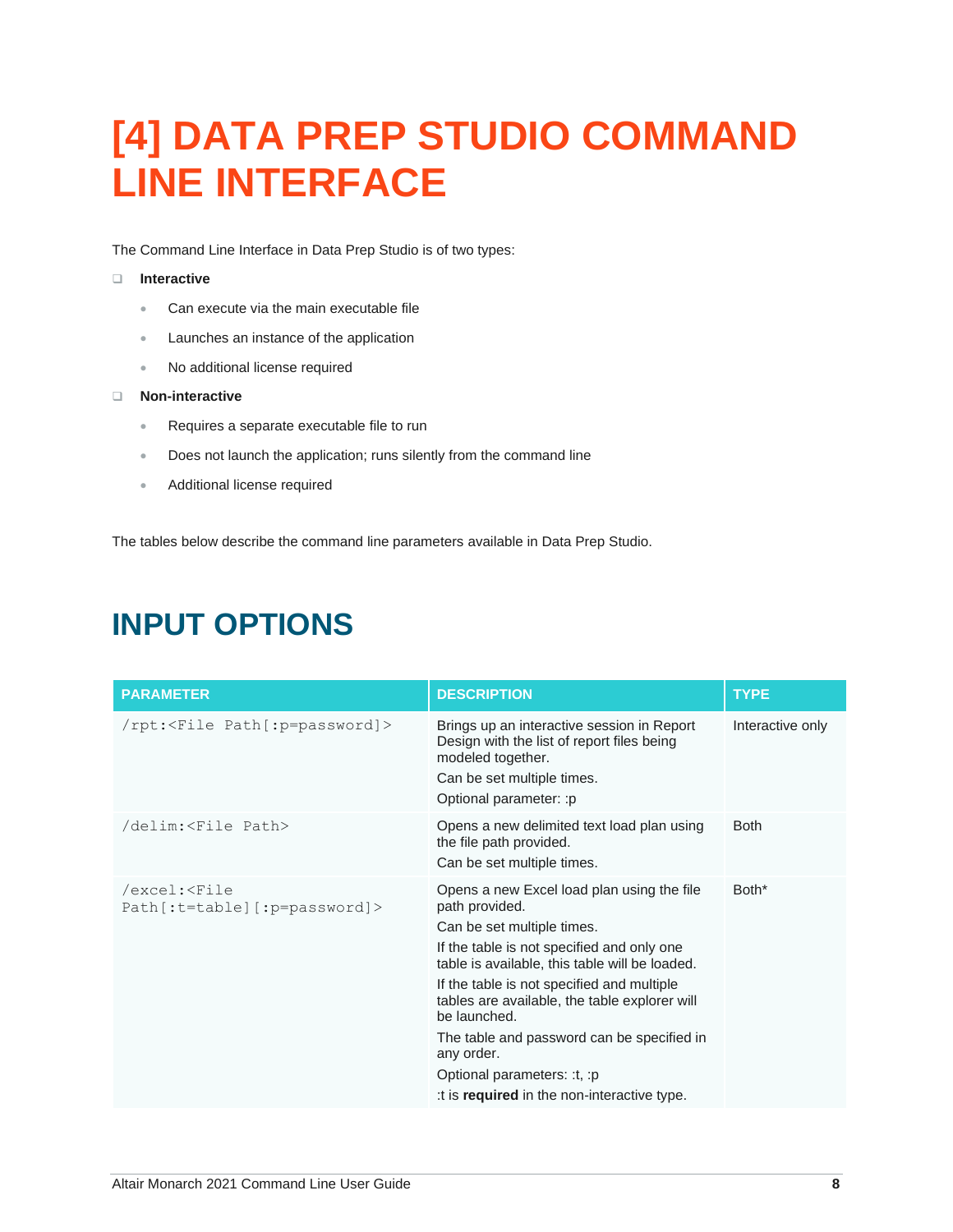# [4] DATA PREP STUDIO COMMAND LINE INTERFACE

The Command Line Interface in Data Prep Studio is of two types:

- **Interactive**
  - Can execute via the main executable file
  - Launches an instance of the application
  - No additional license required
- **Non-interactive**
  - Requires a separate executable file to run
  - Does not launch the application; runs silently from the command line
  - Additional license required

The tables below describe the command line parameters available in Data Prep Studio.

## INPUT OPTIONS

| PARAMETER | DESCRIPTION | TYPE |
|---|---|---|
| `/rpt:<File Path[:p=password]>` | Brings up an interactive session in Report Design with the list of report files being modeled together.<br>Can be set multiple times.<br>Optional parameter: :p | Interactive only |
| `/delim:<File Path>` | Opens a new delimited text load plan using the file path provided.<br>Can be set multiple times. | Both |
| `/excel:<File Path[:t=table][:p=password]>` | Opens a new Excel load plan using the file path provided.<br>Can be set multiple times.<br>If the table is not specified and only one table is available, this table will be loaded.<br>If the table is not specified and multiple tables are available, the table explorer will be launched.<br>The table and password can be specified in any order.<br>Optional parameters: :t, :p<br>:t is **required** in the non-interactive type. | Both* |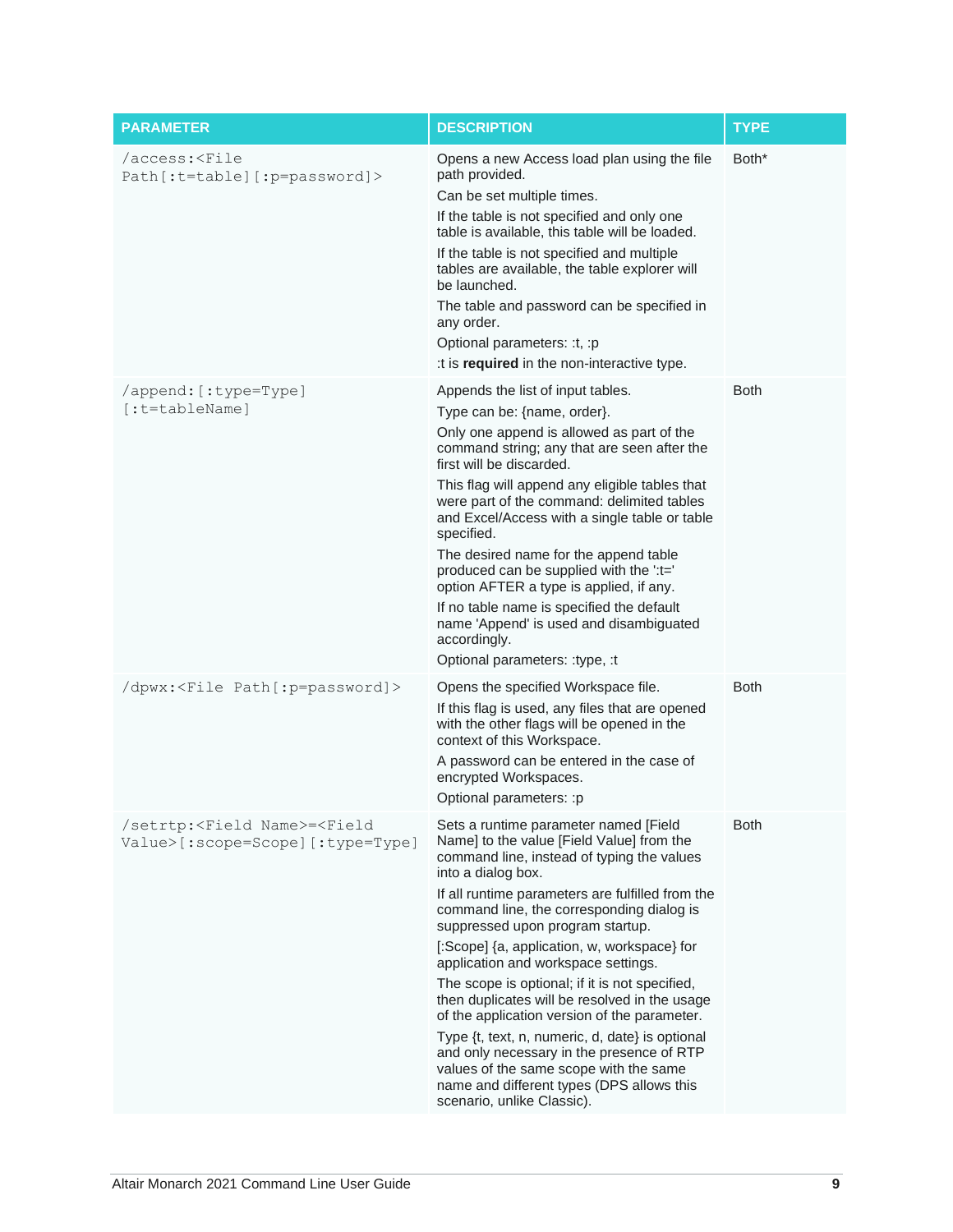| PARAMETER | DESCRIPTION | TYPE |
|---|---|---|
| /access:<File Path[:t=table][:p=password]> | Opens a new Access load plan using the file path provided.<br>Can be set multiple times.<br>If the table is not specified and only one table is available, this table will be loaded.<br>If the table is not specified and multiple tables are available, the table explorer will be launched.<br>The table and password can be specified in any order.<br>Optional parameters: :t, :p<br>:t is **required** in the non-interactive type. | Both* |
| /append:[:type=Type][:t=tableName] | Appends the list of input tables.<br>Type can be: {name, order}.<br>Only one append is allowed as part of the command string; any that are seen after the first will be discarded.<br>This flag will append any eligible tables that were part of the command: delimited tables and Excel/Access with a single table or table specified.<br>The desired name for the append table produced can be supplied with the ':t=' option AFTER a type is applied, if any.<br>If no table name is specified the default name 'Append' is used and disambiguated accordingly.<br>Optional parameters: :type, :t | Both |
| /dpwx:<File Path[:p=password]> | Opens the specified Workspace file.<br>If this flag is used, any files that are opened with the other flags will be opened in the context of this Workspace.<br>A password can be entered in the case of encrypted Workspaces.<br>Optional parameters: :p | Both |
| /setrtp:<Field Name>=<Field Value>[:scope=Scope][:type=Type] | Sets a runtime parameter named [Field Name] to the value [Field Value] from the command line, instead of typing the values into a dialog box.<br>If all runtime parameters are fulfilled from the command line, the corresponding dialog is suppressed upon program startup.<br>[:Scope] {a, application, w, workspace} for application and workspace settings.<br>The scope is optional; if it is not specified, then duplicates will be resolved in the usage of the application version of the parameter.<br>Type {t, text, n, numeric, d, date} is optional and only necessary in the presence of RTP values of the same scope with the same name and different types (DPS allows this scenario, unlike Classic). | Both |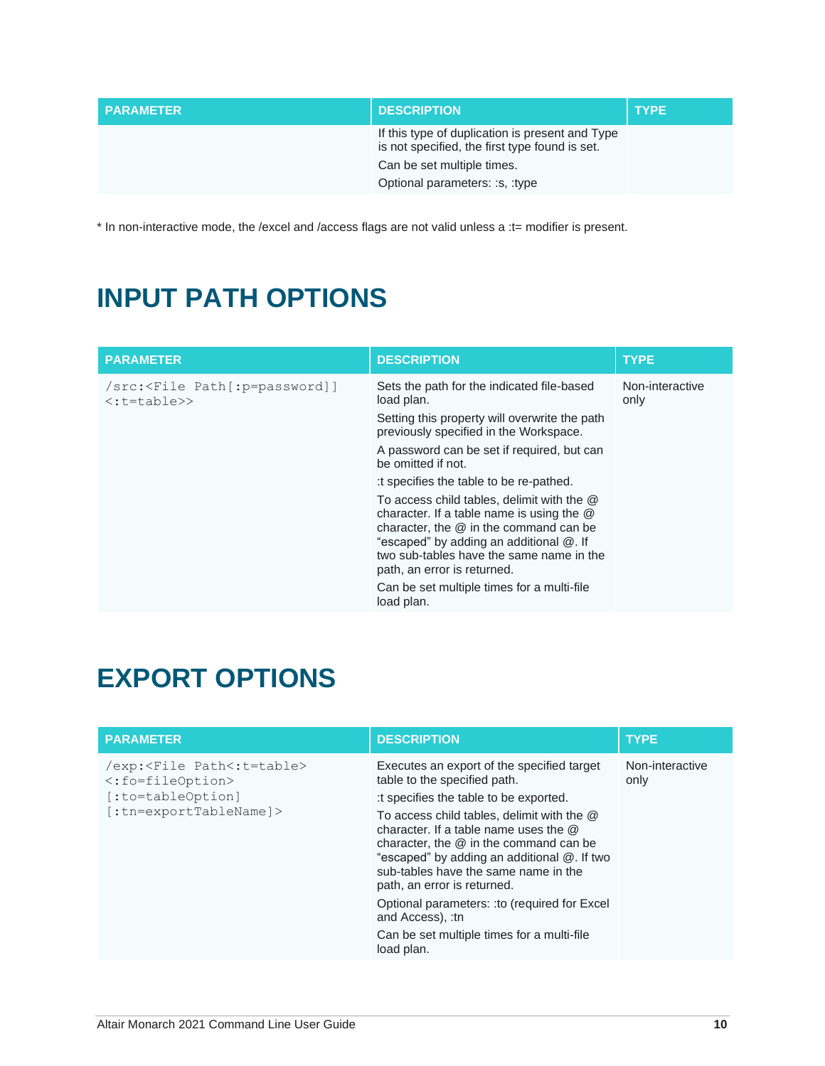| PARAMETER | DESCRIPTION | TYPE |
| --- | --- | --- |
| | If this type of duplication is present and Type is not specified, the first type found is set.<br>Can be set multiple times.<br>Optional parameters: :s, :type | |

* In non-interactive mode, the /excel and /access flags are not valid unless a :t= modifier is present.

# INPUT PATH OPTIONS

| PARAMETER | DESCRIPTION | TYPE |
| --- | --- | --- |
| `/src:<File Path[:p=password]] <:t=table>>` | Sets the path for the indicated file-based load plan.<br>Setting this property will overwrite the path previously specified in the Workspace.<br>A password can be set if required, but can be omitted if not.<br>:t specifies the table to be re-pathed.<br>To access child tables, delimit with the @ character. If a table name is using the @ character, the @ in the command can be "escaped" by adding an additional @. If two sub-tables have the same name in the path, an error is returned.<br>Can be set multiple times for a multi-file load plan. | Non-interactive only |

# EXPORT OPTIONS

| PARAMETER | DESCRIPTION | TYPE |
| --- | --- | --- |
| `/exp:<File Path<:t=table> <:fo=fileOption> [:to=tableOption] [:tn=exportTableName]>` | Executes an export of the specified target table to the specified path.<br>:t specifies the table to be exported.<br>To access child tables, delimit with the @ character. If a table name uses the @ character, the @ in the command can be "escaped" by adding an additional @. If two sub-tables have the same name in the path, an error is returned.<br>Optional parameters: :to (required for Excel and Access), :tn<br>Can be set multiple times for a multi-file load plan. | Non-interactive only |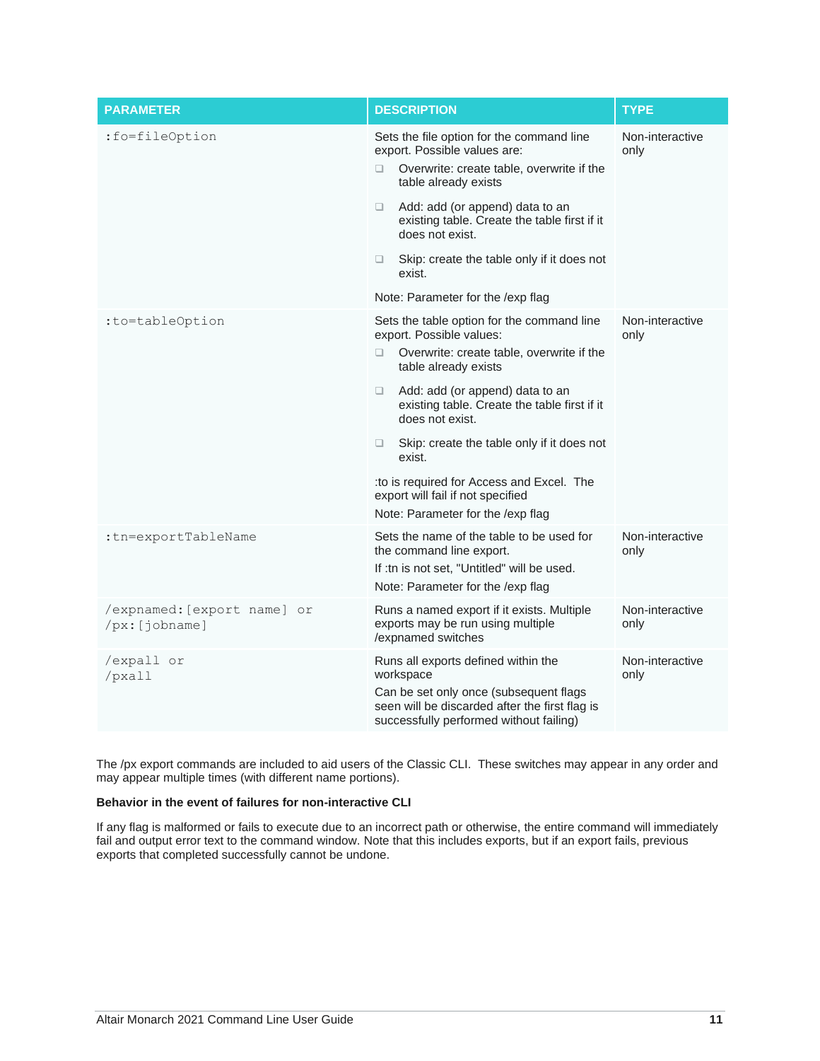| PARAMETER | DESCRIPTION | TYPE |
|---|---|---|
| :fo=fileOption | Sets the file option for the command line export. Possible values are:<br>❑ Overwrite: create table, overwrite if the table already exists<br>❑ Add: add (or append) data to an existing table. Create the table first if it does not exist.<br>❑ Skip: create the table only if it does not exist.<br>Note: Parameter for the /exp flag | Non-interactive only |
| :to=tableOption | Sets the table option for the command line export. Possible values:<br>❑ Overwrite: create table, overwrite if the table already exists<br>❑ Add: add (or append) data to an existing table. Create the table first if it does not exist.<br>❑ Skip: create the table only if it does not exist.<br>:to is required for Access and Excel. The export will fail if not specified<br>Note: Parameter for the /exp flag | Non-interactive only |
| :tn=exportTableName | Sets the name of the table to be used for the command line export.<br>If :tn is not set, "Untitled" will be used.<br>Note: Parameter for the /exp flag | Non-interactive only |
| /expnamed:[export name] or /px:[jobname] | Runs a named export if it exists. Multiple exports may be run using multiple /expnamed switches | Non-interactive only |
| /expall or /pxall | Runs all exports defined within the workspace<br>Can be set only once (subsequent flags seen will be discarded after the first flag is successfully performed without failing) | Non-interactive only |

The /px export commands are included to aid users of the Classic CLI. These switches may appear in any order and may appear multiple times (with different name portions).

**Behavior in the event of failures for non-interactive CLI**

If any flag is malformed or fails to execute due to an incorrect path or otherwise, the entire command will immediately fail and output error text to the command window. Note that this includes exports, but if an export fails, previous exports that completed successfully cannot be undone.